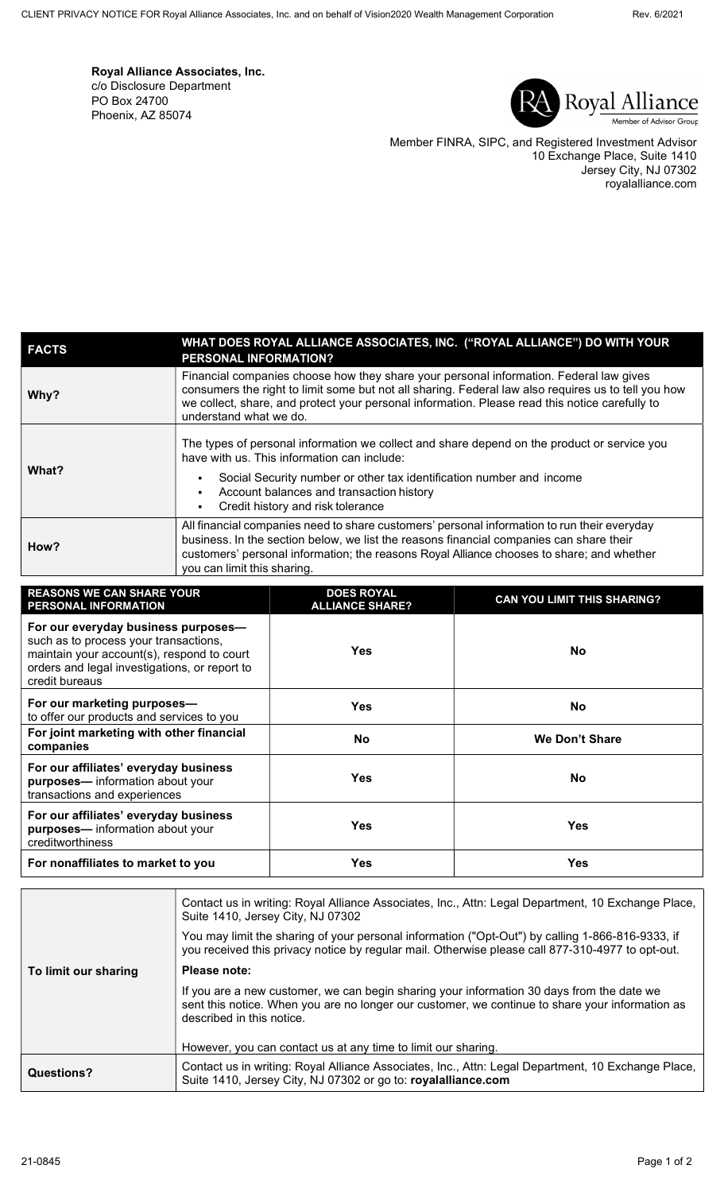Royal Alliance Associates, Inc.
c/o Disclosure Department
PO Box 24700
Phoenix, AZ 85074

Member FINRA, SIPC, and Registered Investment Advisor
10 Exchange Place, Suite 1410
Jersey City, NJ 07302
royalalliance.com

| FACTS | WHAT DOES ROYAL ALLIANCE ASSOCIATES, INC. ("ROYAL ALLIANCE") DO WITH YOUR PERSONAL INFORMATION? |
|---|---|
| **Why?** | Financial companies choose how they share your personal information. Federal law gives consumers the right to limit some but not all sharing. Federal law also requires us to tell you how we collect, share, and protect your personal information. Please read this notice carefully to understand what we do. |
| **What?** | The types of personal information we collect and share depend on the product or service you have with us. This information can include: <br>▪ Social Security number or other tax identification number and income <br>▪ Account balances and transaction history <br>▪ Credit history and risk tolerance |
| **How?** | All financial companies need to share customers' personal information to run their everyday business. In the section below, we list the reasons financial companies can share their customers' personal information; the reasons Royal Alliance chooses to share; and whether you can limit this sharing. |

| REASONS WE CAN SHARE YOUR PERSONAL INFORMATION | DOES ROYAL ALLIANCE SHARE? | CAN YOU LIMIT THIS SHARING? |
|---|---|---|
| **For our everyday business purposes—** such as to process your transactions, maintain your account(s), respond to court orders and legal investigations, or report to credit bureaus | **Yes** | **No** |
| **For our marketing purposes—** to offer our products and services to you | **Yes** | **No** |
| **For joint marketing with other financial companies** | **No** | **We Don't Share** |
| **For our affiliates' everyday business purposes—** information about your transactions and experiences | **Yes** | **No** |
| **For our affiliates' everyday business purposes—** information about your creditworthiness | **Yes** | **Yes** |
| **For nonaffiliates to market to you** | **Yes** | **Yes** |

| | |
|---|---|
| **To limit our sharing** | Contact us in writing: Royal Alliance Associates, Inc., Attn: Legal Department, 10 Exchange Place, Suite 1410, Jersey City, NJ 07302 <br><br>You may limit the sharing of your personal information ("Opt-Out") by calling 1-866-816-9333, if you received this privacy notice by regular mail. Otherwise please call 877-310-4977 to opt-out. <br><br>**Please note:** <br><br>If you are a new customer, we can begin sharing your information 30 days from the date we sent this notice. When you are no longer our customer, we continue to share your information as described in this notice. <br><br>However, you can contact us at any time to limit our sharing. |
| **Questions?** | Contact us in writing: Royal Alliance Associates, Inc., Attn: Legal Department, 10 Exchange Place, Suite 1410, Jersey City, NJ 07302 or go to: **royalalliance.com** |

21-0845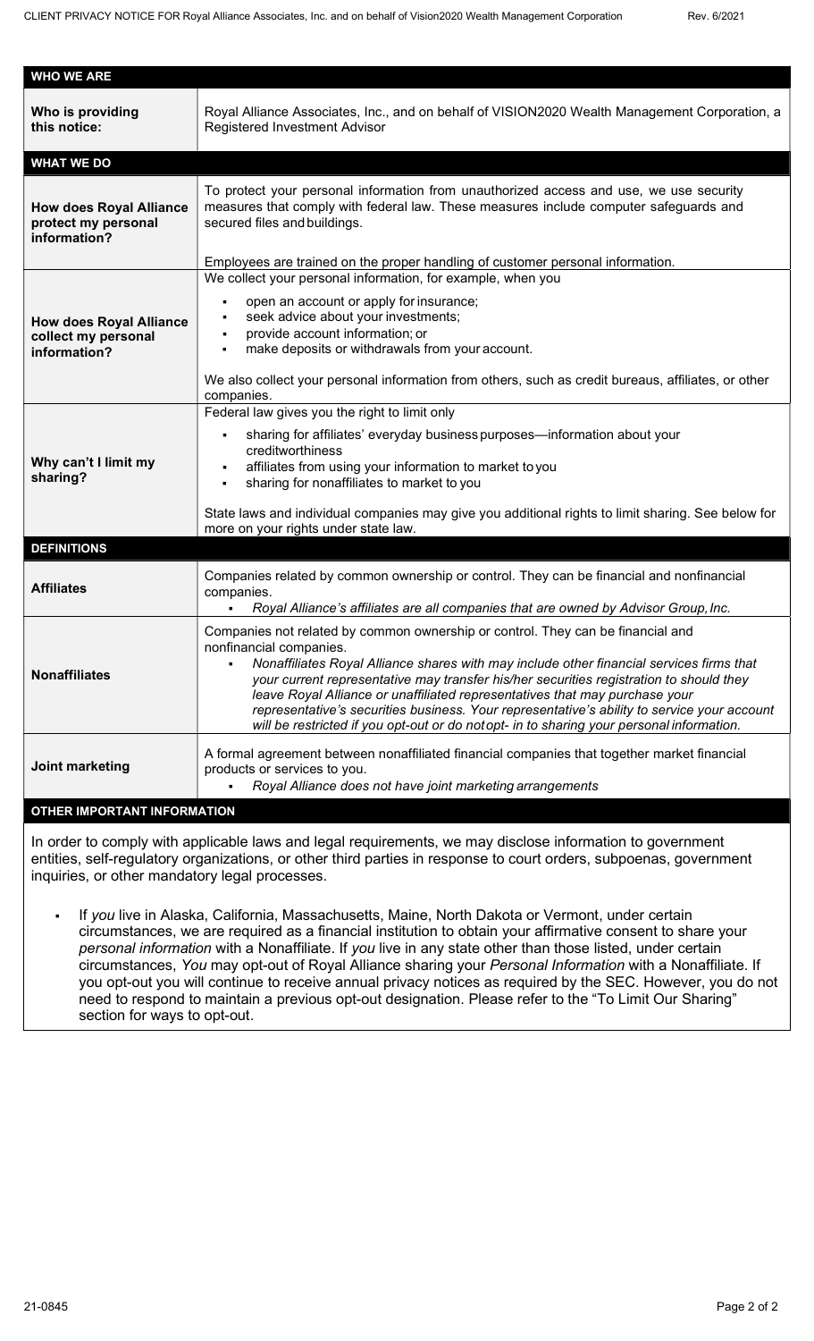| **WHO WE ARE** | |
|---|---|
| **Who is providing this notice:** | Royal Alliance Associates, Inc., and on behalf of VISION2020 Wealth Management Corporation, a Registered Investment Advisor |
| **WHAT WE DO** | |
| **How does Royal Alliance protect my personal information?** | To protect your personal information from unauthorized access and use, we use security measures that comply with federal law. These measures include computer safeguards and secured files and buildings.<br><br>Employees are trained on the proper handling of customer personal information. |
| **How does Royal Alliance collect my personal information?** | We collect your personal information, for example, when you<br>▪ open an account or apply for insurance;<br>▪ seek advice about your investments;<br>▪ provide account information; or<br>▪ make deposits or withdrawals from your account.<br><br>We also collect your personal information from others, such as credit bureaus, affiliates, or other companies. |
| **Why can't I limit my sharing?** | Federal law gives you the right to limit only<br>▪ sharing for affiliates' everyday business purposes—information about your creditworthiness<br>▪ affiliates from using your information to market to you<br>▪ sharing for nonaffiliates to market to you<br><br>State laws and individual companies may give you additional rights to limit sharing. See below for more on your rights under state law. |
| **DEFINITIONS** | |
| **Affiliates** | Companies related by common ownership or control. They can be financial and nonfinancial companies.<br>▪ *Royal Alliance's affiliates are all companies that are owned by Advisor Group, Inc.* |
| **Nonaffiliates** | Companies not related by common ownership or control. They can be financial and nonfinancial companies.<br>▪ *Nonaffiliates Royal Alliance shares with may include other financial services firms that your current representative may transfer his/her securities registration to should they leave Royal Alliance or unaffiliated representatives that may purchase your representative's securities business. Your representative's ability to service your account will be restricted if you opt-out or do not opt- in to sharing your personal information.* |
| **Joint marketing** | A formal agreement between nonaffiliated financial companies that together market financial products or services to you.<br>▪ *Royal Alliance does not have joint marketing arrangements* |

## OTHER IMPORTANT INFORMATION

In order to comply with applicable laws and legal requirements, we may disclose information to government entities, self-regulatory organizations, or other third parties in response to court orders, subpoenas, government inquiries, or other mandatory legal processes.

- If *you* live in Alaska, California, Massachusetts, Maine, North Dakota or Vermont, under certain circumstances, we are required as a financial institution to obtain your affirmative consent to share your *personal information* with a Nonaffiliate. If *you* live in any state other than those listed, under certain circumstances, *You* may opt-out of Royal Alliance sharing your *Personal Information* with a Nonaffiliate. If you opt-out you will continue to receive annual privacy notices as required by the SEC. However, you do not need to respond to maintain a previous opt-out designation. Please refer to the "To Limit Our Sharing" section for ways to opt-out.

21-0845